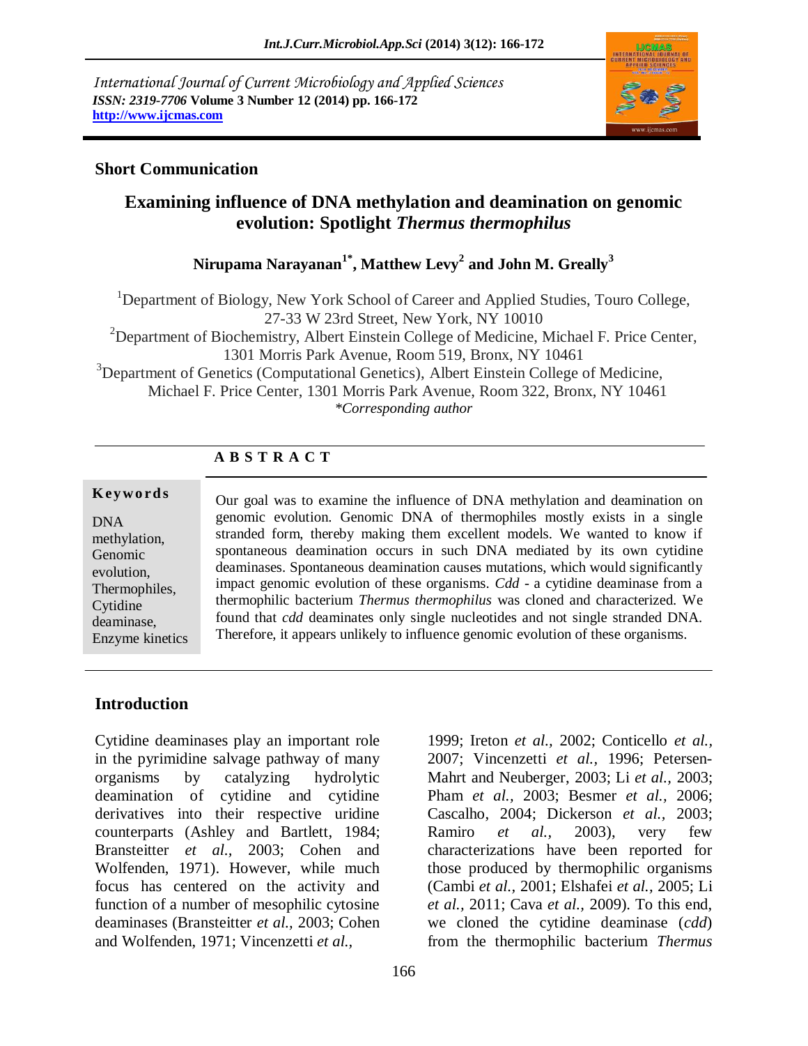International Journal of Current Microbiology and Applied Sciences
*ISSN: 2319-7706* **Volume 3 Number 12 (2014) pp. 166-172**
**http://www.ijcmas.com**

**Short Communication**

# Examining influence of DNA methylation and deamination on genomic evolution: Spotlight *Thermus thermophilus*

**Nirupama Narayanan[1*], Matthew Levy[2] and John M. Greally[3]**

[1]Department of Biology, New York School of Career and Applied Studies, Touro College, 27-33 W 23rd Street, New York, NY 10010
[2]Department of Biochemistry, Albert Einstein College of Medicine, Michael F. Price Center, 1301 Morris Park Avenue, Room 519, Bronx, NY 10461
[3]Department of Genetics (Computational Genetics), Albert Einstein College of Medicine, Michael F. Price Center, 1301 Morris Park Avenue, Room 322, Bronx, NY 10461
*\*Corresponding author*

**A B S T R A C T**

**Keywords**

DNA methylation, Genomic evolution, Thermophiles, Cytidine deaminase, Enzyme kinetics

Our goal was to examine the influence of DNA methylation and deamination on genomic evolution. Genomic DNA of thermophiles mostly exists in a single stranded form, thereby making them excellent models. We wanted to know if spontaneous deamination occurs in such DNA mediated by its own cytidine deaminases. Spontaneous deamination causes mutations, which would significantly impact genomic evolution of these organisms. *Cdd* - a cytidine deaminase from a thermophilic bacterium *Thermus thermophilus* was cloned and characterized. We found that *cdd* deaminates only single nucleotides and not single stranded DNA. Therefore, it appears unlikely to influence genomic evolution of these organisms.

## Introduction

Cytidine deaminases play an important role in the pyrimidine salvage pathway of many organisms by catalyzing hydrolytic deamination of cytidine and cytidine derivatives into their respective uridine counterparts (Ashley and Bartlett, 1984; Bransteitter *et al.,* 2003; Cohen and Wolfenden, 1971). However, while much focus has centered on the activity and function of a number of mesophilic cytosine deaminases (Bransteitter *et al.,* 2003; Cohen and Wolfenden, 1971; Vincenzetti *et al.,* 1999; Ireton *et al.,* 2002; Conticello *et al.,* 2007; Vincenzetti *et al.,* 1996; Petersen-Mahrt and Neuberger, 2003; Li *et al.,* 2003; Pham *et al.,* 2003; Besmer *et al.,* 2006; Cascalho, 2004; Dickerson *et al.,* 2003; Ramiro *et al.,* 2003), very few characterizations have been reported for those produced by thermophilic organisms (Cambi *et al.,* 2001; Elshafei *et al.,* 2005; Li *et al.,* 2011; Cava *et al.,* 2009). To this end, we cloned the cytidine deaminase (*cdd*) from the thermophilic bacterium *Thermus*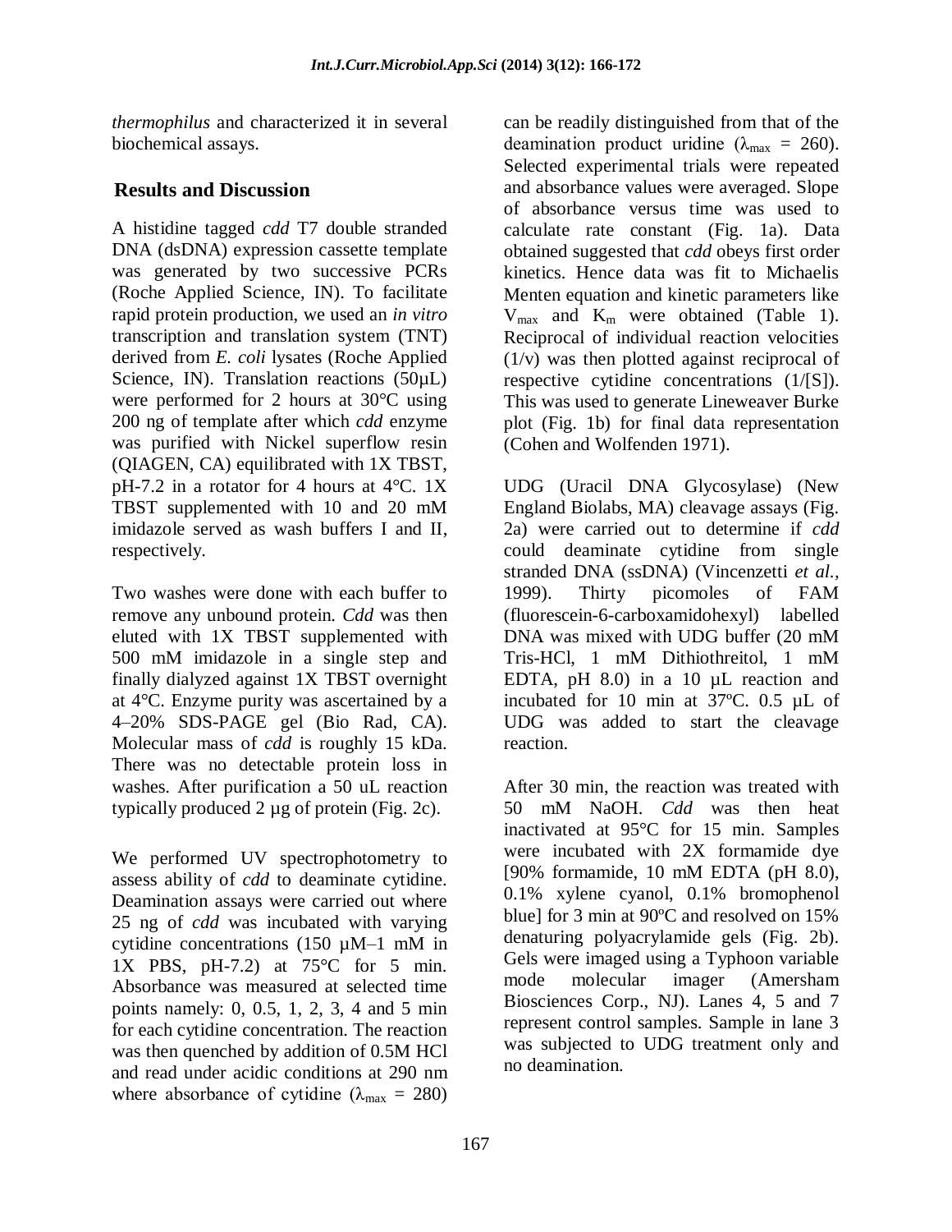*thermophilus* and characterized it in several biochemical assays.

## Results and Discussion

A histidine tagged *cdd* T7 double stranded DNA (dsDNA) expression cassette template was generated by two successive PCRs (Roche Applied Science, IN). To facilitate rapid protein production, we used an *in vitro* transcription and translation system (TNT) derived from *E. coli* lysates (Roche Applied Science, IN). Translation reactions (50µL) were performed for 2 hours at 30°C using 200 ng of template after which *cdd* enzyme was purified with Nickel superflow resin (QIAGEN, CA) equilibrated with 1X TBST, pH-7.2 in a rotator for 4 hours at 4°C. 1X TBST supplemented with 10 and 20 mM imidazole served as wash buffers I and II, respectively.

Two washes were done with each buffer to remove any unbound protein. *Cdd* was then eluted with 1X TBST supplemented with 500 mM imidazole in a single step and finally dialyzed against 1X TBST overnight at 4°C. Enzyme purity was ascertained by a 4–20% SDS-PAGE gel (Bio Rad, CA). Molecular mass of *cdd* is roughly 15 kDa. There was no detectable protein loss in washes. After purification a 50 uL reaction typically produced 2 µg of protein (Fig. 2c).

We performed UV spectrophotometry to assess ability of *cdd* to deaminate cytidine. Deamination assays were carried out where 25 ng of *cdd* was incubated with varying cytidine concentrations (150 µM–1 mM in 1X PBS, pH-7.2) at 75°C for 5 min. Absorbance was measured at selected time points namely: 0, 0.5, 1, 2, 3, 4 and 5 min for each cytidine concentration. The reaction was then quenched by addition of 0.5M HCl and read under acidic conditions at 290 nm where absorbance of cytidine ($\lambda_{max}$ = 280) can be readily distinguished from that of the deamination product uridine ($\lambda_{max}$ = 260). Selected experimental trials were repeated and absorbance values were averaged. Slope of absorbance versus time was used to calculate rate constant (Fig. 1a). Data obtained suggested that *cdd* obeys first order kinetics. Hence data was fit to Michaelis Menten equation and kinetic parameters like $V_{max}$ and $K_m$ were obtained (Table 1). Reciprocal of individual reaction velocities (1/v) was then plotted against reciprocal of respective cytidine concentrations (1/[S]). This was used to generate Lineweaver Burke plot (Fig. 1b) for final data representation (Cohen and Wolfenden 1971).

UDG (Uracil DNA Glycosylase) (New England Biolabs, MA) cleavage assays (Fig. 2a) were carried out to determine if *cdd* could deaminate cytidine from single stranded DNA (ssDNA) (Vincenzetti *et al.*, 1999). Thirty picomoles of FAM (fluorescein-6-carboxamidohexyl) labelled DNA was mixed with UDG buffer (20 mM Tris-HCl, 1 mM Dithiothreitol, 1 mM EDTA, pH 8.0) in a 10 µL reaction and incubated for 10 min at 37ºC. 0.5 µL of UDG was added to start the cleavage reaction.

After 30 min, the reaction was treated with 50 mM NaOH. *Cdd* was then heat inactivated at 95°C for 15 min. Samples were incubated with 2X formamide dye [90% formamide, 10 mM EDTA (pH 8.0), 0.1% xylene cyanol, 0.1% bromophenol blue] for 3 min at 90ºC and resolved on 15% denaturing polyacrylamide gels (Fig. 2b). Gels were imaged using a Typhoon variable mode molecular imager (Amersham Biosciences Corp., NJ). Lanes 4, 5 and 7 represent control samples. Sample in lane 3 was subjected to UDG treatment only and no deamination.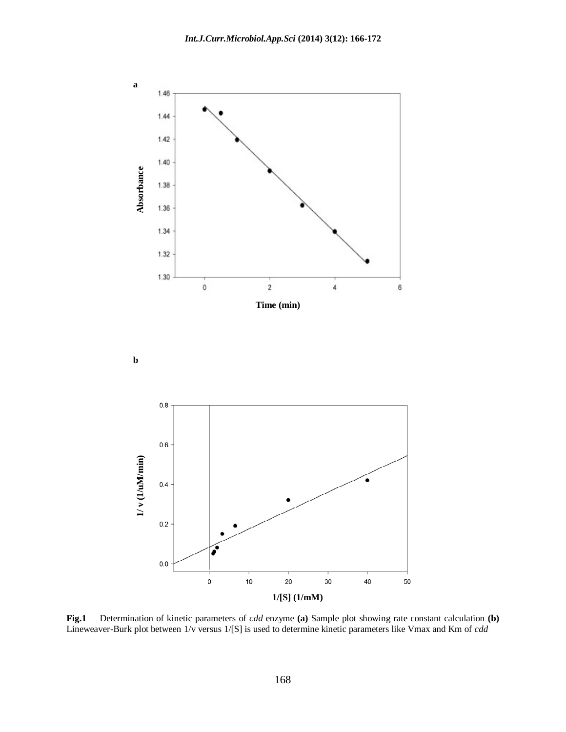**Fig.1** Determination of kinetic parameters of *cdd* enzyme **(a)** Sample plot showing rate constant calculation **(b)** Lineweaver-Burk plot between 1/v versus 1/[S] is used to determine kinetic parameters like Vmax and Km of *cdd*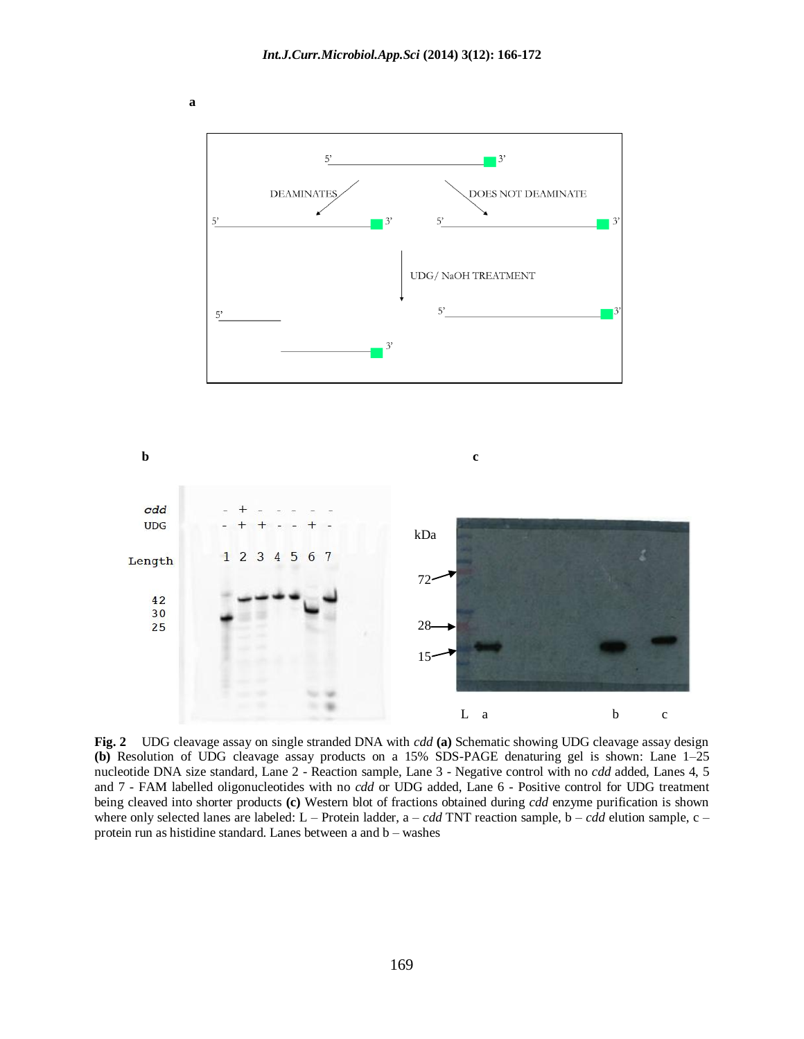**Fig. 2** UDG cleavage assay on single stranded DNA with *cdd* **(a)** Schematic showing UDG cleavage assay design **(b)** Resolution of UDG cleavage assay products on a 15% SDS-PAGE denaturing gel is shown: Lane 1–25 nucleotide DNA size standard, Lane 2 - Reaction sample, Lane 3 - Negative control with no *cdd* added, Lanes 4, 5 and 7 - FAM labelled oligonucleotides with no *cdd* or UDG added, Lane 6 - Positive control for UDG treatment being cleaved into shorter products **(c)** Western blot of fractions obtained during *cdd* enzyme purification is shown where only selected lanes are labeled: L – Protein ladder, a – *cdd* TNT reaction sample, b – *cdd* elution sample, c – protein run as histidine standard. Lanes between a and b – washes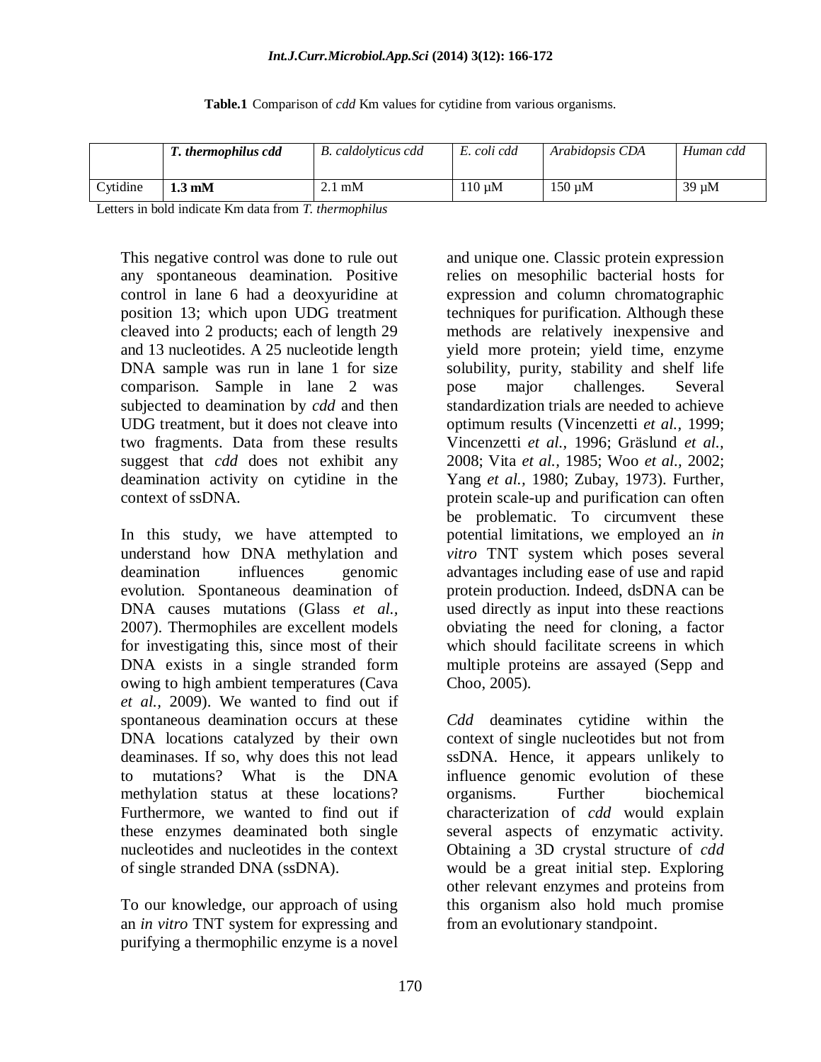**Table.1** Comparison of *cdd* Km values for cytidine from various organisms.

| | ***T. thermophilus cdd*** | *B. caldolyticus cdd* | *E. coli cdd* | *Arabidopsis CDA* | *Human cdd* |
|---|---|---|---|---|---|
| Cytidine | **1.3 mM** | 2.1 mM | 110 µM | 150 µM | 39 µM |

Letters in bold indicate Km data from *T. thermophilus*

This negative control was done to rule out any spontaneous deamination. Positive control in lane 6 had a deoxyuridine at position 13; which upon UDG treatment cleaved into 2 products; each of length 29 and 13 nucleotides. A 25 nucleotide length DNA sample was run in lane 1 for size comparison. Sample in lane 2 was subjected to deamination by *cdd* and then UDG treatment, but it does not cleave into two fragments. Data from these results suggest that *cdd* does not exhibit any deamination activity on cytidine in the context of ssDNA.

In this study, we have attempted to understand how DNA methylation and deamination influences genomic evolution. Spontaneous deamination of DNA causes mutations (Glass *et al.,* 2007). Thermophiles are excellent models for investigating this, since most of their DNA exists in a single stranded form owing to high ambient temperatures (Cava *et al.,* 2009). We wanted to find out if spontaneous deamination occurs at these DNA locations catalyzed by their own deaminases. If so, why does this not lead to mutations? What is the DNA methylation status at these locations? Furthermore, we wanted to find out if these enzymes deaminated both single nucleotides and nucleotides in the context of single stranded DNA (ssDNA).

To our knowledge, our approach of using an *in vitro* TNT system for expressing and purifying a thermophilic enzyme is a novel and unique one. Classic protein expression relies on mesophilic bacterial hosts for expression and column chromatographic techniques for purification. Although these methods are relatively inexpensive and yield more protein; yield time, enzyme solubility, purity, stability and shelf life pose major challenges. Several standardization trials are needed to achieve optimum results (Vincenzetti *et al.,* 1999; Vincenzetti *et al.,* 1996; Gräslund *et al.,* 2008; Vita *et al.,* 1985; Woo *et al.,* 2002; Yang *et al.,* 1980; Zubay, 1973). Further, protein scale-up and purification can often be problematic. To circumvent these potential limitations, we employed an *in vitro* TNT system which poses several advantages including ease of use and rapid protein production. Indeed, dsDNA can be used directly as input into these reactions obviating the need for cloning, a factor which should facilitate screens in which multiple proteins are assayed (Sepp and Choo, 2005).

*Cdd* deaminates cytidine within the context of single nucleotides but not from ssDNA. Hence, it appears unlikely to influence genomic evolution of these organisms. Further biochemical characterization of *cdd* would explain several aspects of enzymatic activity. Obtaining a 3D crystal structure of *cdd* would be a great initial step. Exploring other relevant enzymes and proteins from this organism also hold much promise from an evolutionary standpoint.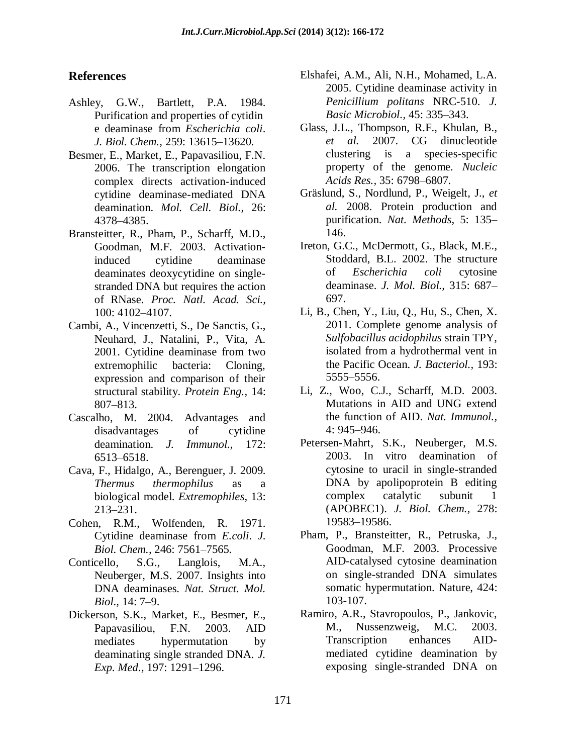## References

Ashley, G.W., Bartlett, P.A. 1984. Purification and properties of cytidin e deaminase from *Escherichia coli*. *J. Biol. Chem.,* 259: 13615–13620.

Besmer, E., Market, E., Papavasiliou, F.N. 2006. The transcription elongation complex directs activation-induced cytidine deaminase-mediated DNA deamination. *Mol. Cell. Biol.,* 26: 4378–4385.

Bransteitter, R., Pham, P., Scharff, M.D., Goodman, M.F. 2003. Activation-induced cytidine deaminase deaminates deoxycytidine on single-stranded DNA but requires the action of RNase. *Proc. Natl. Acad. Sci.,* 100: 4102–4107.

Cambi, A., Vincenzetti, S., De Sanctis, G., Neuhard, J., Natalini, P., Vita, A. 2001. Cytidine deaminase from two extremophilic bacteria: Cloning, expression and comparison of their structural stability. *Protein Eng.,* 14: 807–813.

Cascalho, M. 2004. Advantages and disadvantages of cytidine deamination. *J. Immunol.,* 172: 6513–6518.

Cava, F., Hidalgo, A., Berenguer, J. 2009. *Thermus thermophilus* as a biological model. *Extremophiles,* 13: 213–231.

Cohen, R.M., Wolfenden, R. 1971. Cytidine deaminase from *E.coli*. *J. Biol. Chem.,* 246: 7561–7565.

Conticello, S.G., Langlois, M.A., Neuberger, M.S. 2007. Insights into DNA deaminases. *Nat. Struct. Mol. Biol.,* 14: 7–9.

Dickerson, S.K., Market, E., Besmer, E., Papavasiliou, F.N. 2003. AID mediates hypermutation by deaminating single stranded DNA. *J. Exp. Med.,* 197: 1291–1296.

Elshafei, A.M., Ali, N.H., Mohamed, L.A. 2005. Cytidine deaminase activity in *Penicillium politans* NRC-510. *J. Basic Microbiol.,* 45: 335–343.

Glass, J.L., Thompson, R.F., Khulan, B., *et al.* 2007. CG dinucleotide clustering is a species-specific property of the genome. *Nucleic Acids Res.,* 35: 6798–6807.

Gräslund, S., Nordlund, P., Weigelt, J., *et al.* 2008. Protein production and purification. *Nat. Methods,* 5: 135–146.

Ireton, G.C., McDermott, G., Black, M.E., Stoddard, B.L. 2002. The structure of *Escherichia coli* cytosine deaminase. *J. Mol. Biol.,* 315: 687–697.

Li, B., Chen, Y., Liu, Q., Hu, S., Chen, X. 2011. Complete genome analysis of *Sulfobacillus acidophilus* strain TPY, isolated from a hydrothermal vent in the Pacific Ocean. *J. Bacteriol.,* 193: 5555–5556.

Li, Z., Woo, C.J., Scharff, M.D. 2003. Mutations in AID and UNG extend the function of AID. *Nat. Immunol.,* 4: 945–946.

Petersen-Mahrt, S.K., Neuberger, M.S. 2003. In vitro deamination of cytosine to uracil in single-stranded DNA by apolipoprotein B editing complex catalytic subunit 1 (APOBEC1). *J. Biol. Chem.,* 278: 19583–19586.

Pham, P., Bransteitter, R., Petruska, J., Goodman, M.F. 2003. Processive AID-catalysed cytosine deamination on single-stranded DNA simulates somatic hypermutation. Nature, 424: 103-107.

Ramiro, A.R., Stavropoulos, P., Jankovic, M., Nussenzweig, M.C. 2003. Transcription enhances AID-mediated cytidine deamination by exposing single-stranded DNA on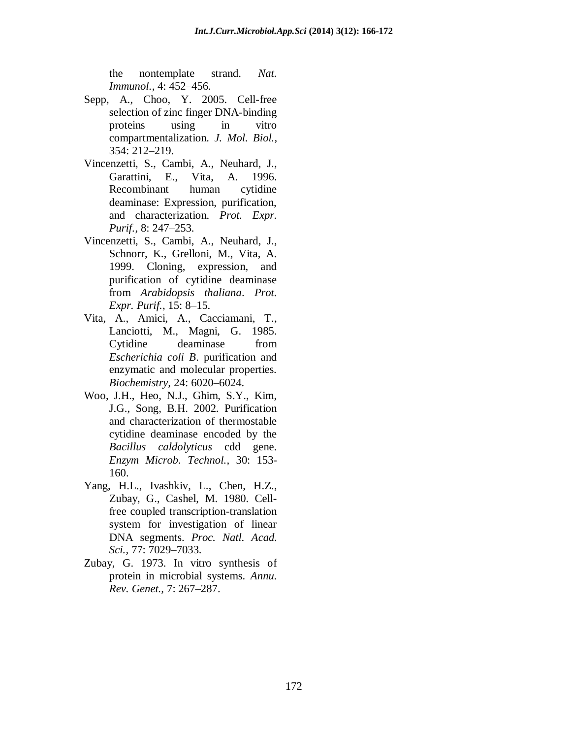the nontemplate strand. *Nat. Immunol.*, 4: 452–456.

Sepp, A., Choo, Y. 2005. Cell-free selection of zinc finger DNA-binding proteins using in vitro compartmentalization. *J. Mol. Biol.*, 354: 212–219.

Vincenzetti, S., Cambi, A., Neuhard, J., Garattini, E., Vita, A. 1996. Recombinant human cytidine deaminase: Expression, purification, and characterization. *Prot. Expr. Purif.*, 8: 247–253.

Vincenzetti, S., Cambi, A., Neuhard, J., Schnorr, K., Grelloni, M., Vita, A. 1999. Cloning, expression, and purification of cytidine deaminase from *Arabidopsis thaliana*. *Prot. Expr. Purif.*, 15: 8–15.

Vita, A., Amici, A., Cacciamani, T., Lanciotti, M., Magni, G. 1985. Cytidine deaminase from *Escherichia coli B*. purification and enzymatic and molecular properties. *Biochemistry*, 24: 6020–6024.

Woo, J.H., Heo, N.J., Ghim, S.Y., Kim, J.G., Song, B.H. 2002. Purification and characterization of thermostable cytidine deaminase encoded by the *Bacillus caldolyticus* cdd gene. *Enzym Microb. Technol.*, 30: 153-160.

Yang, H.L., Ivashkiv, L., Chen, H.Z., Zubay, G., Cashel, M. 1980. Cell-free coupled transcription-translation system for investigation of linear DNA segments. *Proc. Natl. Acad. Sci.*, 77: 7029–7033.

Zubay, G. 1973. In vitro synthesis of protein in microbial systems. *Annu. Rev. Genet.*, 7: 267–287.